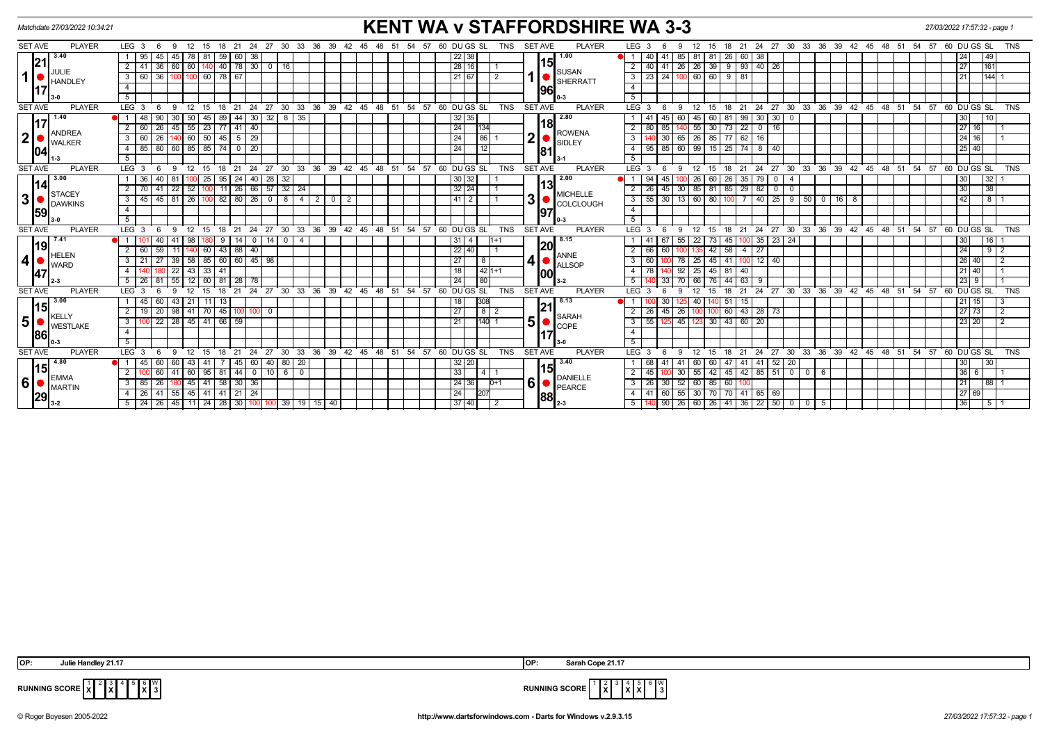Matchdate 27/03/2022 10:34:21

# KENT WA v STAFFORDSHIRE WA 3-3

27/03/2022 17:57:32 - page 1

| SET | AVE | PLAYER | LEG | 3 | 6 | 9 | 12 | 15 | 18 | 21 | 24 | 27 | 30 | 33 | 36 | 39 | 42 | 45 | 48 | 51 | 54 | 57 | 60 | DU | GS | SL | TNS | SET | AVE | PLAYER | LEG | 3 | 6 | 9 | 12 | 15 | 18 | 21 | 24 | 27 | 30 | 33 | 36 | 39 | 42 | 45 | 48 | 51 | 54 | 57 | 60 | DU | GS | SL | TNS |
|---|---|---|---|---|---|---|---|---|---|---|---|---|---|---|---|---|---|---|---|---|---|---|---|---|---|---|---|---|---|---|---|---|---|---|---|---|---|---|---|---|---|---|---|---|---|---|---|---|---|---|---|---|---|---|---|
| 1 | 21.17 (3.40) | JULIE HANDLEY 3-0 | 1 | 95 | 45 | 45 | 78 | 81 | 59 | 60 | 38 | | | | | | | | | | | | | 22 | 38 | | | 1 | 15.96 (1.00) | SUSAN SHERRATT 0-3 | 1 | 40 | 41 | 85 | 81 | 81 | 26 | 60 | 38 | | | | | | | | | | | | | | 24 | | 49 | |
| | | | 2 | 41 | 36 | 60 | 60 | 140 | 40 | 78 | 30 | 0 | 16 | | | | | | | | | | | 28 | 16 | | 1 | | | | 2 | 40 | 41 | 26 | 26 | 39 | 9 | 93 | 40 | 26 | | | | | | | | | | | | | 27 | | 161 | |
| | | | 3 | 60 | 36 | 100 | 100 | 60 | 78 | 67 | | | | | | | | | | | | | | 21 | 67 | | 2 | | | | 3 | 23 | 24 | 100 | 60 | 60 | 9 | 81 | | | | | | | | | | | | | | | 21 | | 144 | 1 |
| | | | 4 | | | | | | | | | | | | | | | | | | | | | | | | | | | | 4 | | | | | | | | | | | | | | | | | | | | | | | | | |
| | | | 5 | | | | | | | | | | | | | | | | | | | | | | | | | | | | 5 | | | | | | | | | | | | | | | | | | | | | | | | | |
| 2 | 17.04 (1.40) | ANDREA WALKER 1-3 | 1 | 48 | 90 | 30 | 50 | 45 | 89 | 44 | 30 | 32 | 8 | 35 | | | | | | | | | | 32 | 35 | | 1 | 2 | 18.81 (2.80) | ROWENA SIDLEY 3-1 | 1 | 41 | 45 | 60 | 45 | 60 | 81 | 99 | 30 | 30 | 0 | | | | | | | | | | | | 30 | | 10 | |
| | | | 2 | 60 | 26 | 45 | 55 | 23 | 77 | 41 | 40 | | | | | | | | | | | | | 24 | | 134 | | | | | 2 | 80 | 85 | 140 | 55 | 30 | 73 | 22 | 0 | 16 | | | | | | | | | | | | | 27 | 16 | | 1 |
| | | | 3 | 60 | 26 | 140 | 60 | 50 | 45 | 5 | 29 | | | | | | | | | | | | | 24 | | 86 | 1 | | | | 3 | 140 | 30 | 65 | 26 | 85 | 77 | 62 | 16 | | | | | | | | | | | | | | 24 | 16 | | 1 |
| | | | 4 | 85 | 80 | 60 | 85 | 85 | 74 | 0 | 20 | | | | | | | | | | | | | 24 | | 12 | | | | | 4 | 95 | 85 | 60 | 99 | 15 | 25 | 74 | 8 | 40 | | | | | | | | | | | | | 25 | 40 | | |
| | | | 5 | | | | | | | | | | | | | | | | | | | | | | | | | | | | 5 | | | | | | | | | | | | | | | | | | | | | | | | | |
| 3 | 14.59 (3.00) | STACEY DAWKINS 3-0 | 1 | 36 | 40 | 81 | 100 | 25 | 95 | 24 | 40 | 28 | 32 | | | | | | | | | | | 30 | 32 | | 1 | 3 | 13.97 (2.00) | MICHELLE COLCLOUGH 0-3 | 1 | 94 | 45 | 100 | 26 | 60 | 26 | 35 | 79 | 0 | 4 | | | | | | | | | | | | 30 | | 32 | 1 |
| | | | 2 | 70 | 41 | 22 | 52 | 100 | 11 | 26 | 66 | 57 | 32 | 24 | | | | | | | | | | 32 | 24 | | 1 | | | | 2 | 26 | 45 | 30 | 85 | 81 | 85 | 29 | 82 | 0 | 0 | | | | | | | | | | | | 30 | | 38 | |
| | | | 3 | 45 | 45 | 81 | 26 | 100 | 82 | 80 | 26 | 0 | 8 | 4 | 2 | 0 | 2 | | | | | | | 41 | 2 | | 1 | | | | 3 | 55 | 30 | 13 | 60 | 80 | 100 | 7 | 40 | 25 | 9 | 50 | 0 | 16 | 8 | | | | | | | | 42 | | 8 | 1 |
| | | | 4 | | | | | | | | | | | | | | | | | | | | | | | | | | | | 4 | | | | | | | | | | | | | | | | | | | | | | | | | |
| | | | 5 | | | | | | | | | | | | | | | | | | | | | | | | | | | | 5 | | | | | | | | | | | | | | | | | | | | | | | | | |
| 4 | 19.47 (7.41) | HELEN WARD 2-3 | 1 | 101 | 40 | 41 | 98 | 180 | 9 | 14 | 0 | 14 | 0 | 4 | | | | | | | | | | 31 | 4 | | 1+1 | 4 | 20.00 (8.15) | ANNE ALLSOP 3-2 | 1 | 41 | 67 | 55 | 22 | 73 | 45 | 100 | 35 | 23 | 24 | | | | | | | | | | | | 30 | | 16 | 1 |
| | | | 2 | 60 | 59 | 11 | 140 | 60 | 43 | 88 | 40 | | | | | | | | | | | | | 22 | 40 | | 1 | | | | 2 | 66 | 60 | 100 | 135 | 42 | 58 | 4 | 27 | | | | | | | | | | | | | | 24 | | 9 | 2 |
| | | | 3 | 21 | 27 | 39 | 58 | 85 | 60 | 60 | 45 | 98 | | | | | | | | | | | | 27 | | 8 | | | | | 3 | 60 | 100 | 78 | 25 | 45 | 41 | 100 | 12 | 40 | | | | | | | | | | | | | 26 | 40 | | 2 |
| | | | 4 | 140 | 180 | 22 | 43 | 33 | 41 | | | | | | | | | | | | | | | 18 | | 42 | 1+1 | | | | 4 | 78 | 140 | 92 | 25 | 45 | 81 | 40 | | | | | | | | | | | | | | | 21 | 40 | | 1 |
| | | | 5 | 26 | 81 | 55 | 12 | 60 | 81 | 28 | 78 | | | | | | | | | | | | | 24 | | 80 | | | | | 5 | 140 | 33 | 70 | 66 | 76 | 44 | 63 | 9 | | | | | | | | | | | | | | 23 | 9 | | 1 |
| 5 | 15.86 (3.00) | KELLY WESTLAKE 0-3 | 1 | 45 | 60 | 43 | 21 | 11 | 13 | | | | | | | | | | | | | | | 18 | | 308 | | 5 | 21.17 (8.13) | SARAH COPE 3-0 | 1 | 100 | 30 | 125 | 40 | 140 | 51 | 15 | | | | | | | | | | | | | | | 21 | 15 | | 3 |
| | | | 2 | 19 | 20 | 98 | 41 | 70 | 45 | 100 | 100 | 0 | | | | | | | | | | | | 27 | | 8 | 2 | | | | 2 | 26 | 45 | 26 | 100 | 100 | 60 | 43 | 28 | 73 | | | | | | | | | | | | | 27 | 73 | | 2 |
| | | | 3 | 100 | 22 | 28 | 45 | 41 | 66 | 59 | | | | | | | | | | | | | | 21 | | 140 | 1 | | | | 3 | 55 | 125 | 45 | 123 | 30 | 43 | 60 | 20 | | | | | | | | | | | | | | 23 | 20 | | 2 |
| | | | 4 | | | | | | | | | | | | | | | | | | | | | | | | | | | | 4 | | | | | | | | | | | | | | | | | | | | | | | | | |
| | | | 5 | | | | | | | | | | | | | | | | | | | | | | | | | | | | 5 | | | | | | | | | | | | | | | | | | | | | | | | | |
| 6 | 15.29 (4.80) | EMMA MARTIN 3-2 | 1 | 45 | 60 | 60 | 43 | 41 | 7 | 45 | 60 | 40 | 80 | 20 | | | | | | | | | | 32 | 20 | | | 6 | 15.88 (3.40) | DANIELLE PEARCE 2-3 | 1 | 68 | 41 | 41 | 60 | 60 | 47 | 41 | 41 | 52 | 20 | | | | | | | | | | | | 30 | | 30 | |
| | | | 2 | 100 | 60 | 41 | 60 | 95 | 81 | 44 | 0 | 10 | 6 | 0 | | | | | | | | | | 33 | | 4 | 1 | | | | 2 | 45 | 100 | 30 | 55 | 42 | 45 | 42 | 85 | 51 | 0 | 0 | 6 | | | | | | | | | | 36 | 6 | | 1 |
| | | | 3 | 85 | 26 | 180 | 45 | 41 | 58 | 30 | 36 | | | | | | | | | | | | | 24 | 36 | | 0+1 | | | | 3 | 26 | 30 | 52 | 60 | 85 | 60 | 100 | | | | | | | | | | | | | | | 21 | | 88 | 1 |
| | | | 4 | 26 | 41 | 55 | 45 | 41 | 41 | 21 | 24 | | | | | | | | | | | | | 24 | | 207 | | | | | 4 | 41 | 60 | 55 | 30 | 70 | 70 | 41 | 65 | 69 | | | | | | | | | | | | | 27 | 69 | | |
| | | | 5 | 24 | 26 | 45 | 11 | 24 | 28 | 30 | 100 | 100 | 39 | 19 | 15 | 40 | | | | | | | | 37 | 40 | | 2 | | | | 5 | 140 | 90 | 26 | 60 | 26 | 41 | 36 | 22 | 50 | 0 | 0 | 5 | | | | | | | | | | 36 | | 5 | 1 |

OP: Julie Handley 21.17

OP: Sarah Cope 21.17

| RUNNING SCORE | 1 | 2 | 3 | 4 | 5 | 6 | W |
|---|---|---|---|---|---|---|---|
| KENT WA | X | | X | | | X | 3 |
| STAFFORDSHIRE WA | | X | | X | X | | 3 |

© Roger Boyesen 2005-2022 http://www.dartsforwindows.com - Darts for Windows v.2.9.3.15 27/03/2022 17:57:32 - page 1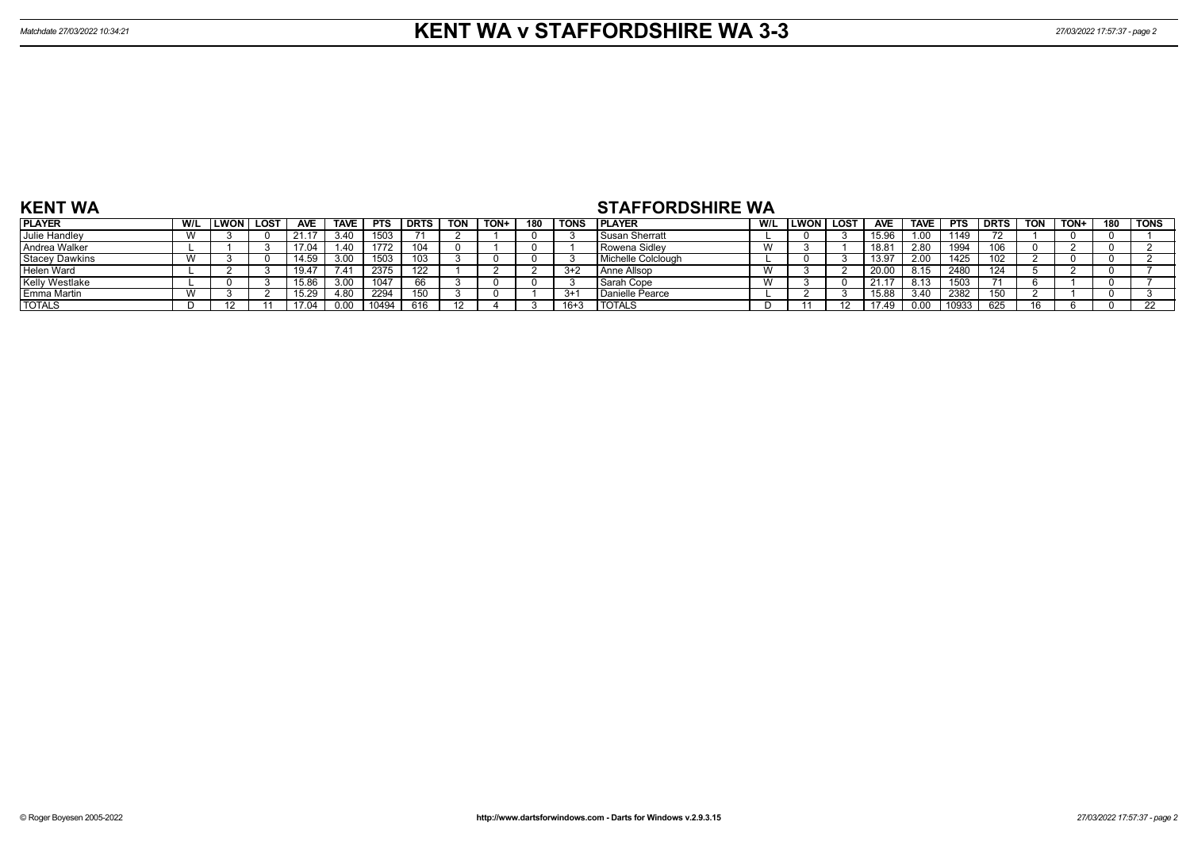# KENT WA v STAFFORDSHIRE WA 3-3

Matchdate 27/03/2022 10:34:21

## KENT WA

| PLAYER | W/L | LWON | LOST | AVE | TAVE | PTS | DRTS | TON | TON+ | 180 | TONS |
|---|---|---|---|---|---|---|---|---|---|---|---|
| Julie Handley | W | 3 | 0 | 21.17 | 3.40 | 1503 | 71 | 2 | 1 | 0 | 3 |
| Andrea Walker | L | 1 | 3 | 17.04 | 1.40 | 1772 | 104 | 0 | 1 | 0 | 1 |
| Stacey Dawkins | W | 3 | 0 | 14.59 | 3.00 | 1503 | 103 | 3 | 0 | 0 | 3 |
| Helen Ward | L | 2 | 3 | 19.47 | 7.41 | 2375 | 122 | 1 | 2 | 2 | 3+2 |
| Kelly Westlake | L | 0 | 3 | 15.86 | 3.00 | 1047 | 66 | 3 | 0 | 0 | 3 |
| Emma Martin | W | 3 | 2 | 15.29 | 4.80 | 2294 | 150 | 3 | 0 | 1 | 3+1 |
| TOTALS | D | 12 | 11 | 17.04 | 0.00 | 10494 | 616 | 12 | 4 | 3 | 16+3 |

## STAFFORDSHIRE WA

| PLAYER | W/L | LWON | LOST | AVE | TAVE | PTS | DRTS | TON | TON+ | 180 | TONS |
|---|---|---|---|---|---|---|---|---|---|---|---|
| Susan Sherratt | L | 0 | 3 | 15.96 | 1.00 | 1149 | 72 | 1 | 0 | 0 | 1 |
| Rowena Sidley | W | 3 | 1 | 18.81 | 2.80 | 1994 | 106 | 0 | 2 | 0 | 2 |
| Michelle Colclough | L | 0 | 3 | 13.97 | 2.00 | 1425 | 102 | 2 | 0 | 0 | 2 |
| Anne Allsop | W | 3 | 2 | 20.00 | 8.15 | 2480 | 124 | 5 | 2 | 0 | 7 |
| Sarah Cope | W | 3 | 0 | 21.17 | 8.13 | 1503 | 71 | 6 | 1 | 0 | 7 |
| Danielle Pearce | L | 2 | 3 | 15.88 | 3.40 | 2382 | 150 | 2 | 1 | 0 | 3 |
| TOTALS | D | 11 | 12 | 17.49 | 0.00 | 10933 | 625 | 16 | 6 | 0 | 22 |